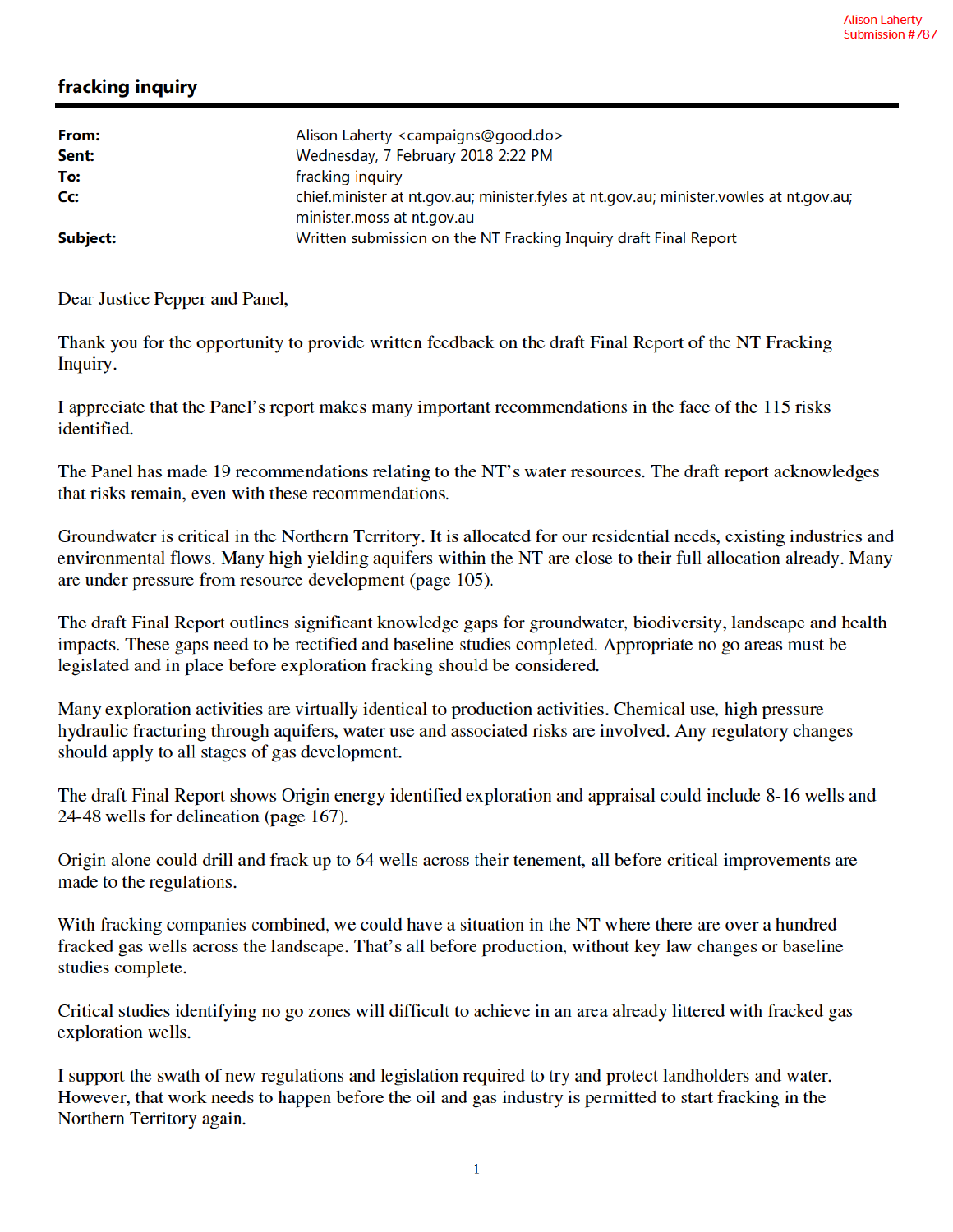Alison Laherty
Submission #787

# fracking inquiry

| | |
|---|---|
| **From:** | Alison Laherty <campaigns@good.do> |
| **Sent:** | Wednesday, 7 February 2018 2:22 PM |
| **To:** | fracking inquiry |
| **Cc:** | chief.minister at nt.gov.au; minister.fyles at nt.gov.au; minister.vowles at nt.gov.au; minister.moss at nt.gov.au |
| **Subject:** | Written submission on the NT Fracking Inquiry draft Final Report |

Dear Justice Pepper and Panel,

Thank you for the opportunity to provide written feedback on the draft Final Report of the NT Fracking Inquiry.

I appreciate that the Panel's report makes many important recommendations in the face of the 115 risks identified.

The Panel has made 19 recommendations relating to the NT's water resources. The draft report acknowledges that risks remain, even with these recommendations.

Groundwater is critical in the Northern Territory. It is allocated for our residential needs, existing industries and environmental flows. Many high yielding aquifers within the NT are close to their full allocation already. Many are under pressure from resource development (page 105).

The draft Final Report outlines significant knowledge gaps for groundwater, biodiversity, landscape and health impacts. These gaps need to be rectified and baseline studies completed. Appropriate no go areas must be legislated and in place before exploration fracking should be considered.

Many exploration activities are virtually identical to production activities. Chemical use, high pressure hydraulic fracturing through aquifers, water use and associated risks are involved. Any regulatory changes should apply to all stages of gas development.

The draft Final Report shows Origin energy identified exploration and appraisal could include 8-16 wells and 24-48 wells for delineation (page 167).

Origin alone could drill and frack up to 64 wells across their tenement, all before critical improvements are made to the regulations.

With fracking companies combined, we could have a situation in the NT where there are over a hundred fracked gas wells across the landscape. That's all before production, without key law changes or baseline studies complete.

Critical studies identifying no go zones will difficult to achieve in an area already littered with fracked gas exploration wells.

I support the swath of new regulations and legislation required to try and protect landholders and water. However, that work needs to happen before the oil and gas industry is permitted to start fracking in the Northern Territory again.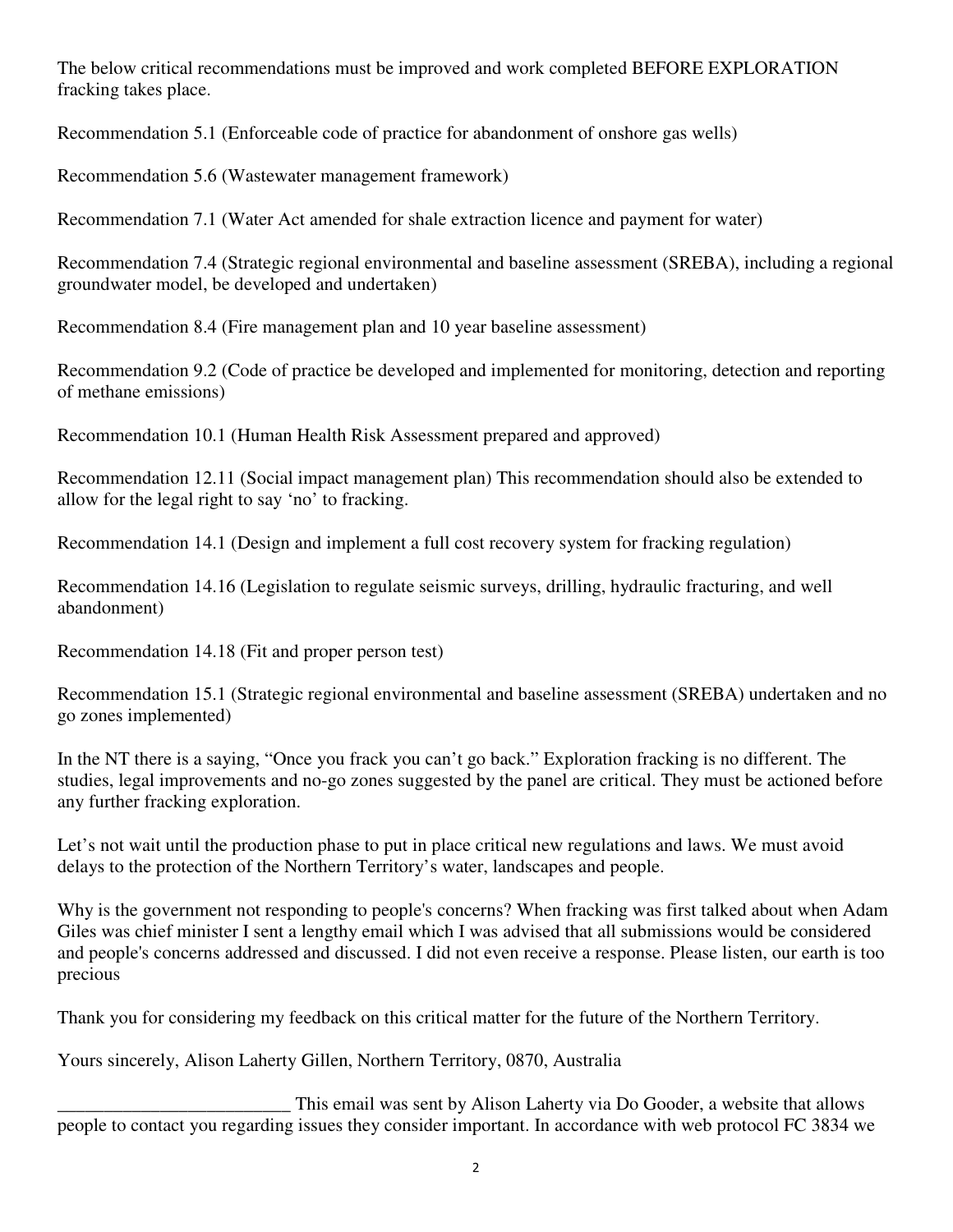The below critical recommendations must be improved and work completed BEFORE EXPLORATION fracking takes place.

Recommendation 5.1 (Enforceable code of practice for abandonment of onshore gas wells)

Recommendation 5.6 (Wastewater management framework)

Recommendation 7.1 (Water Act amended for shale extraction licence and payment for water)

Recommendation 7.4 (Strategic regional environmental and baseline assessment (SREBA), including a regional groundwater model, be developed and undertaken)

Recommendation 8.4 (Fire management plan and 10 year baseline assessment)

Recommendation 9.2 (Code of practice be developed and implemented for monitoring, detection and reporting of methane emissions)

Recommendation 10.1 (Human Health Risk Assessment prepared and approved)

Recommendation 12.11 (Social impact management plan) This recommendation should also be extended to allow for the legal right to say 'no' to fracking.

Recommendation 14.1 (Design and implement a full cost recovery system for fracking regulation)

Recommendation 14.16 (Legislation to regulate seismic surveys, drilling, hydraulic fracturing, and well abandonment)

Recommendation 14.18 (Fit and proper person test)

Recommendation 15.1 (Strategic regional environmental and baseline assessment (SREBA) undertaken and no go zones implemented)

In the NT there is a saying, "Once you frack you can't go back." Exploration fracking is no different. The studies, legal improvements and no-go zones suggested by the panel are critical. They must be actioned before any further fracking exploration.

Let's not wait until the production phase to put in place critical new regulations and laws. We must avoid delays to the protection of the Northern Territory's water, landscapes and people.

Why is the government not responding to people's concerns? When fracking was first talked about when Adam Giles was chief minister I sent a lengthy email which I was advised that all submissions would be considered and people's concerns addressed and discussed. I did not even receive a response. Please listen, our earth is too precious

Thank you for considering my feedback on this critical matter for the future of the Northern Territory.

Yours sincerely, Alison Laherty Gillen, Northern Territory, 0870, Australia

_________________________ This email was sent by Alison Laherty via Do Gooder, a website that allows people to contact you regarding issues they consider important. In accordance with web protocol FC 3834 we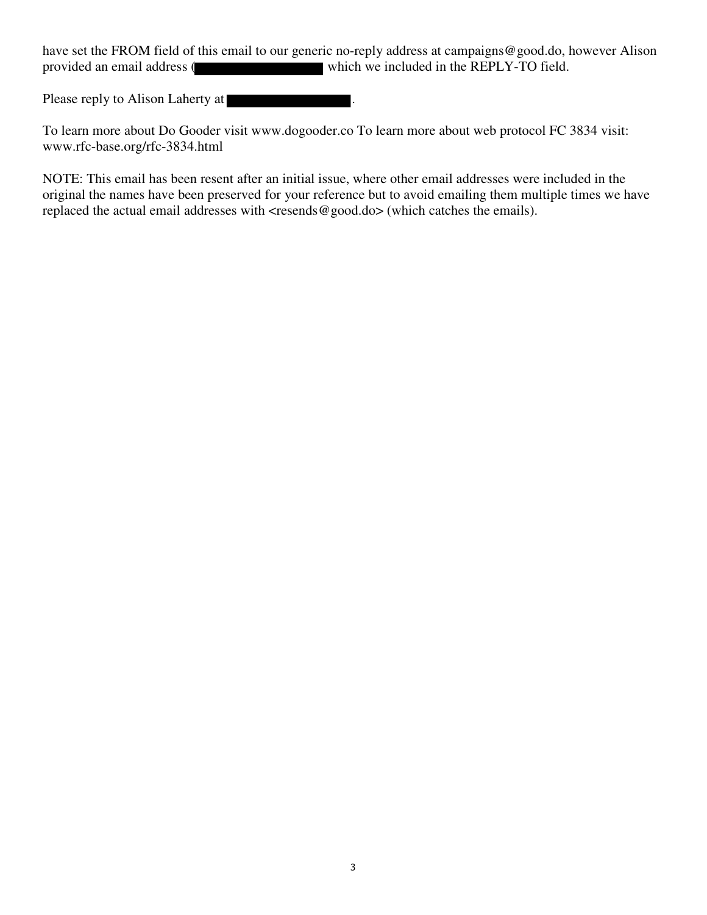have set the FROM field of this email to our generic no-reply address at campaigns@good.do, however Alison provided an email address (████████ which we included in the REPLY-TO field.

Please reply to Alison Laherty at ████████.

To learn more about Do Gooder visit www.dogooder.co To learn more about web protocol FC 3834 visit: www.rfc-base.org/rfc-3834.html

NOTE: This email has been resent after an initial issue, where other email addresses were included in the original the names have been preserved for your reference but to avoid emailing them multiple times we have replaced the actual email addresses with <resends@good.do> (which catches the emails).